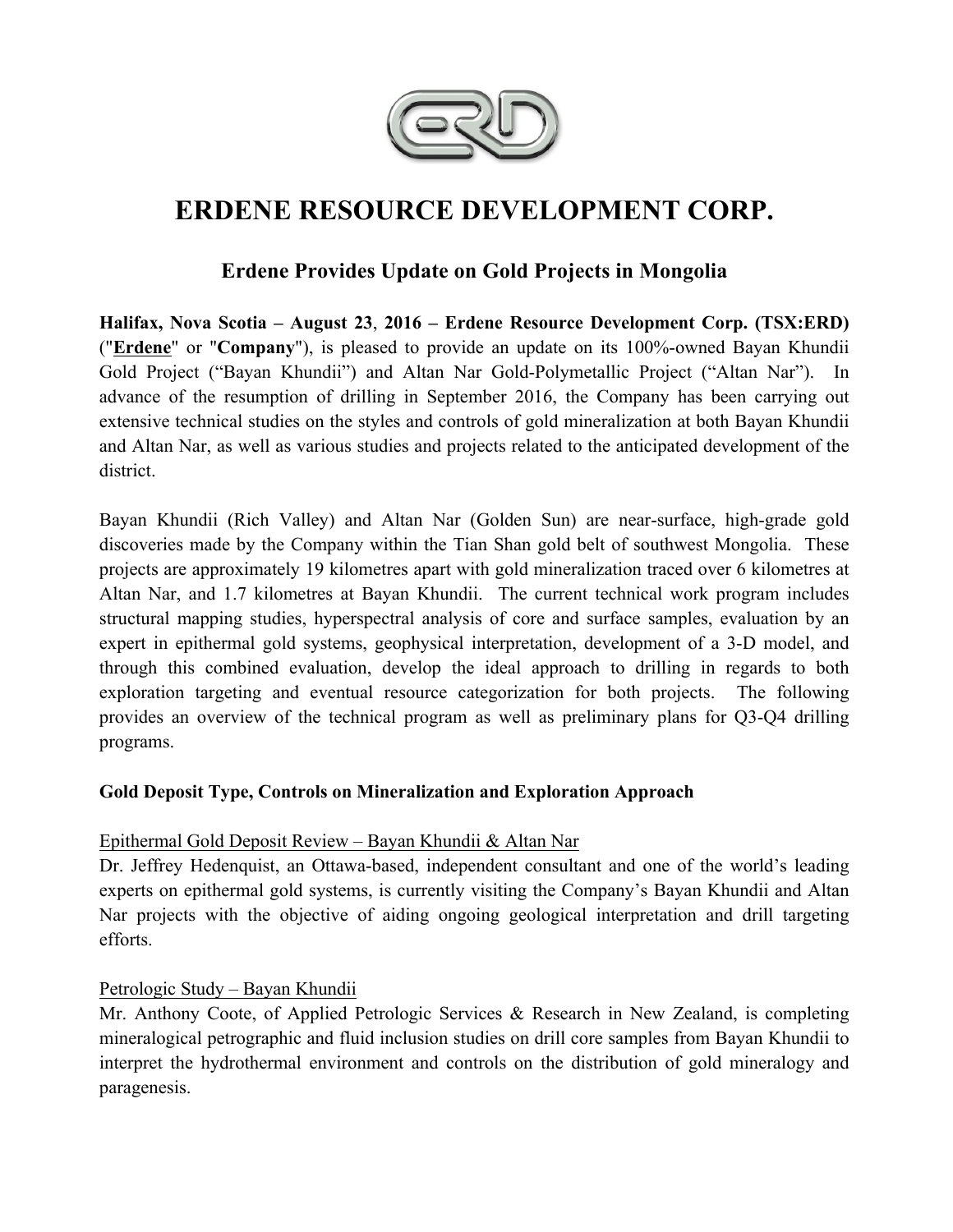# ERDENE RESOURCE DEVELOPMENT CORP.

## Erdene Provides Update on Gold Projects in Mongolia

**Halifax, Nova Scotia – August 23, 2016 – Erdene Resource Development Corp. (TSX:ERD)** ("**Erdene**" or "**Company**"), is pleased to provide an update on its 100%-owned Bayan Khundii Gold Project ("Bayan Khundii") and Altan Nar Gold-Polymetallic Project ("Altan Nar"). In advance of the resumption of drilling in September 2016, the Company has been carrying out extensive technical studies on the styles and controls of gold mineralization at both Bayan Khundii and Altan Nar, as well as various studies and projects related to the anticipated development of the district.

Bayan Khundii (Rich Valley) and Altan Nar (Golden Sun) are near-surface, high-grade gold discoveries made by the Company within the Tian Shan gold belt of southwest Mongolia. These projects are approximately 19 kilometres apart with gold mineralization traced over 6 kilometres at Altan Nar, and 1.7 kilometres at Bayan Khundii. The current technical work program includes structural mapping studies, hyperspectral analysis of core and surface samples, evaluation by an expert in epithermal gold systems, geophysical interpretation, development of a 3-D model, and through this combined evaluation, develop the ideal approach to drilling in regards to both exploration targeting and eventual resource categorization for both projects. The following provides an overview of the technical program as well as preliminary plans for Q3-Q4 drilling programs.

### Gold Deposit Type, Controls on Mineralization and Exploration Approach

Epithermal Gold Deposit Review – Bayan Khundii & Altan Nar

Dr. Jeffrey Hedenquist, an Ottawa-based, independent consultant and one of the world's leading experts on epithermal gold systems, is currently visiting the Company's Bayan Khundii and Altan Nar projects with the objective of aiding ongoing geological interpretation and drill targeting efforts.

Petrologic Study – Bayan Khundii

Mr. Anthony Coote, of Applied Petrologic Services & Research in New Zealand, is completing mineralogical petrographic and fluid inclusion studies on drill core samples from Bayan Khundii to interpret the hydrothermal environment and controls on the distribution of gold mineralogy and paragenesis.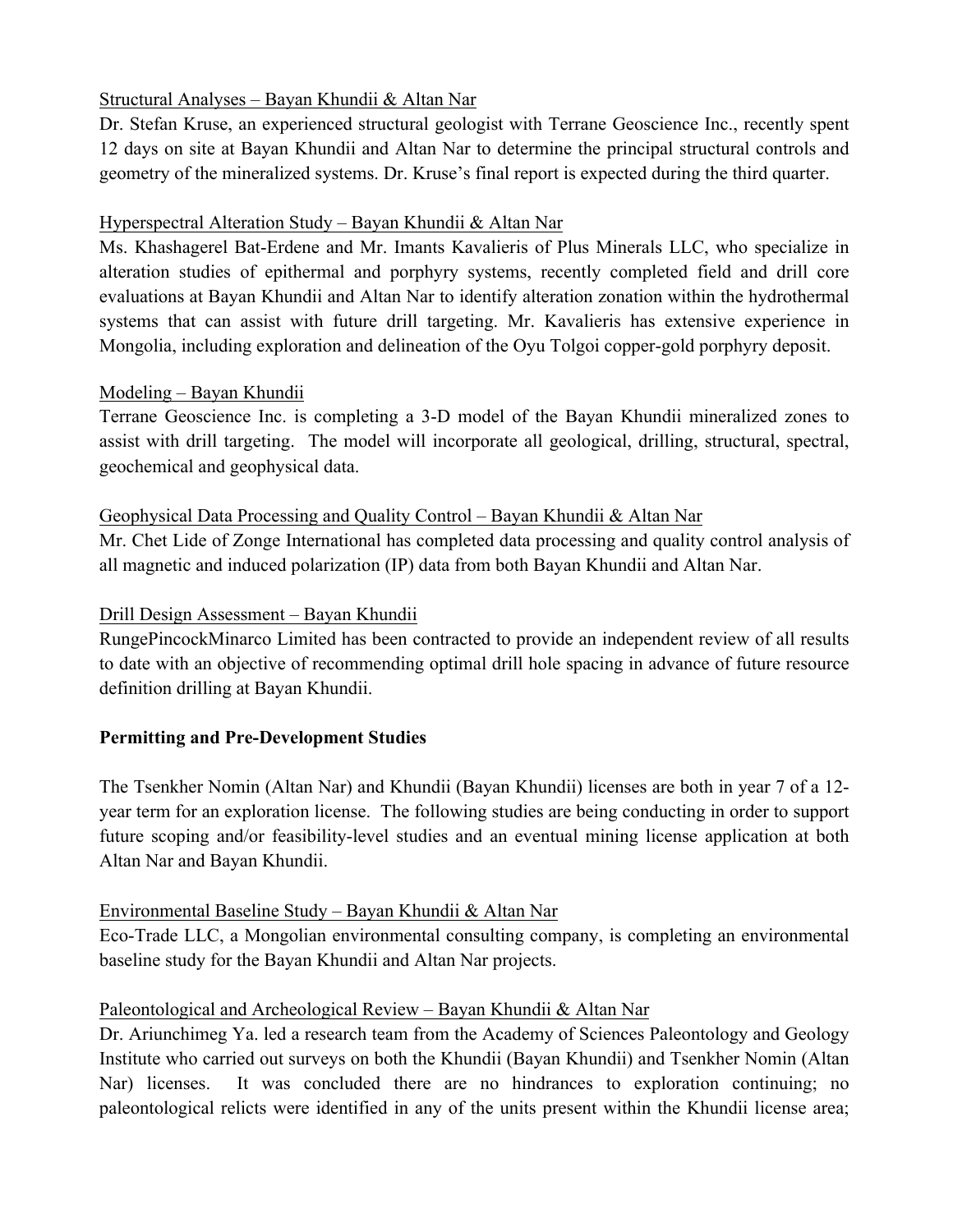Structural Analyses – Bayan Khundii & Altan Nar

Dr. Stefan Kruse, an experienced structural geologist with Terrane Geoscience Inc., recently spent 12 days on site at Bayan Khundii and Altan Nar to determine the principal structural controls and geometry of the mineralized systems. Dr. Kruse's final report is expected during the third quarter.

Hyperspectral Alteration Study – Bayan Khundii & Altan Nar

Ms. Khashagerel Bat-Erdene and Mr. Imants Kavalieris of Plus Minerals LLC, who specialize in alteration studies of epithermal and porphyry systems, recently completed field and drill core evaluations at Bayan Khundii and Altan Nar to identify alteration zonation within the hydrothermal systems that can assist with future drill targeting. Mr. Kavalieris has extensive experience in Mongolia, including exploration and delineation of the Oyu Tolgoi copper-gold porphyry deposit.

Modeling – Bayan Khundii

Terrane Geoscience Inc. is completing a 3-D model of the Bayan Khundii mineralized zones to assist with drill targeting. The model will incorporate all geological, drilling, structural, spectral, geochemical and geophysical data.

Geophysical Data Processing and Quality Control – Bayan Khundii & Altan Nar

Mr. Chet Lide of Zonge International has completed data processing and quality control analysis of all magnetic and induced polarization (IP) data from both Bayan Khundii and Altan Nar.

Drill Design Assessment – Bayan Khundii

RungePincockMinarco Limited has been contracted to provide an independent review of all results to date with an objective of recommending optimal drill hole spacing in advance of future resource definition drilling at Bayan Khundii.

**Permitting and Pre-Development Studies**

The Tsenkher Nomin (Altan Nar) and Khundii (Bayan Khundii) licenses are both in year 7 of a 12-year term for an exploration license. The following studies are being conducting in order to support future scoping and/or feasibility-level studies and an eventual mining license application at both Altan Nar and Bayan Khundii.

Environmental Baseline Study – Bayan Khundii & Altan Nar

Eco-Trade LLC, a Mongolian environmental consulting company, is completing an environmental baseline study for the Bayan Khundii and Altan Nar projects.

Paleontological and Archeological Review – Bayan Khundii & Altan Nar

Dr. Ariunchimeg Ya. led a research team from the Academy of Sciences Paleontology and Geology Institute who carried out surveys on both the Khundii (Bayan Khundii) and Tsenkher Nomin (Altan Nar) licenses. It was concluded there are no hindrances to exploration continuing; no paleontological relicts were identified in any of the units present within the Khundii license area;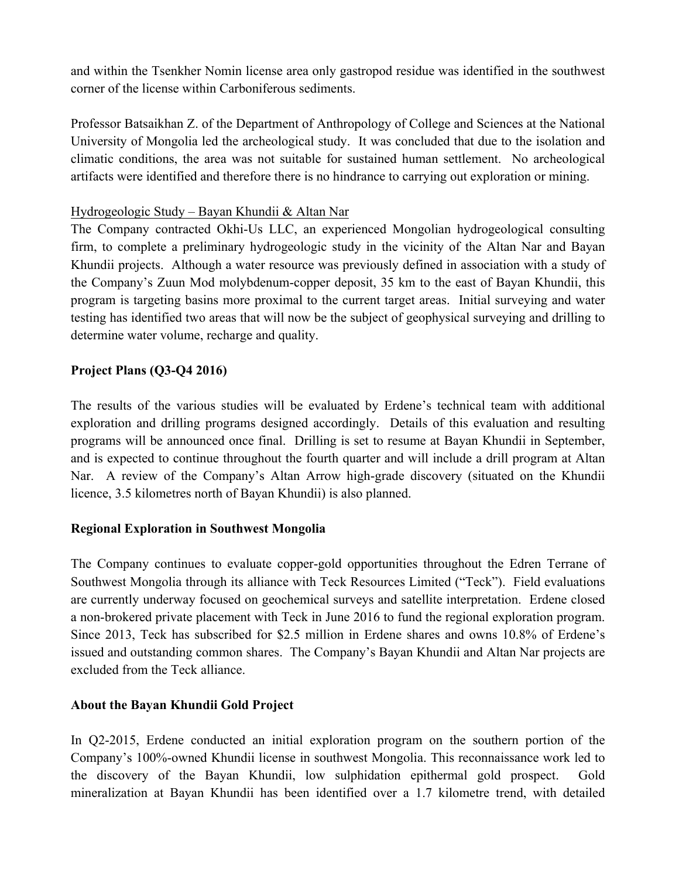and within the Tsenkher Nomin license area only gastropod residue was identified in the southwest corner of the license within Carboniferous sediments.

Professor Batsaikhan Z. of the Department of Anthropology of College and Sciences at the National University of Mongolia led the archeological study. It was concluded that due to the isolation and climatic conditions, the area was not suitable for sustained human settlement. No archeological artifacts were identified and therefore there is no hindrance to carrying out exploration or mining.

<u>Hydrogeologic Study – Bayan Khundii & Altan Nar</u>

The Company contracted Okhi-Us LLC, an experienced Mongolian hydrogeological consulting firm, to complete a preliminary hydrogeologic study in the vicinity of the Altan Nar and Bayan Khundii projects. Although a water resource was previously defined in association with a study of the Company's Zuun Mod molybdenum-copper deposit, 35 km to the east of Bayan Khundii, this program is targeting basins more proximal to the current target areas. Initial surveying and water testing has identified two areas that will now be the subject of geophysical surveying and drilling to determine water volume, recharge and quality.

**Project Plans (Q3-Q4 2016)**

The results of the various studies will be evaluated by Erdene's technical team with additional exploration and drilling programs designed accordingly. Details of this evaluation and resulting programs will be announced once final. Drilling is set to resume at Bayan Khundii in September, and is expected to continue throughout the fourth quarter and will include a drill program at Altan Nar. A review of the Company's Altan Arrow high-grade discovery (situated on the Khundii licence, 3.5 kilometres north of Bayan Khundii) is also planned.

**Regional Exploration in Southwest Mongolia**

The Company continues to evaluate copper-gold opportunities throughout the Edren Terrane of Southwest Mongolia through its alliance with Teck Resources Limited ("Teck"). Field evaluations are currently underway focused on geochemical surveys and satellite interpretation. Erdene closed a non-brokered private placement with Teck in June 2016 to fund the regional exploration program. Since 2013, Teck has subscribed for $2.5 million in Erdene shares and owns 10.8% of Erdene's issued and outstanding common shares. The Company's Bayan Khundii and Altan Nar projects are excluded from the Teck alliance.

**About the Bayan Khundii Gold Project**

In Q2-2015, Erdene conducted an initial exploration program on the southern portion of the Company's 100%-owned Khundii license in southwest Mongolia. This reconnaissance work led to the discovery of the Bayan Khundii, low sulphidation epithermal gold prospect. Gold mineralization at Bayan Khundii has been identified over a 1.7 kilometre trend, with detailed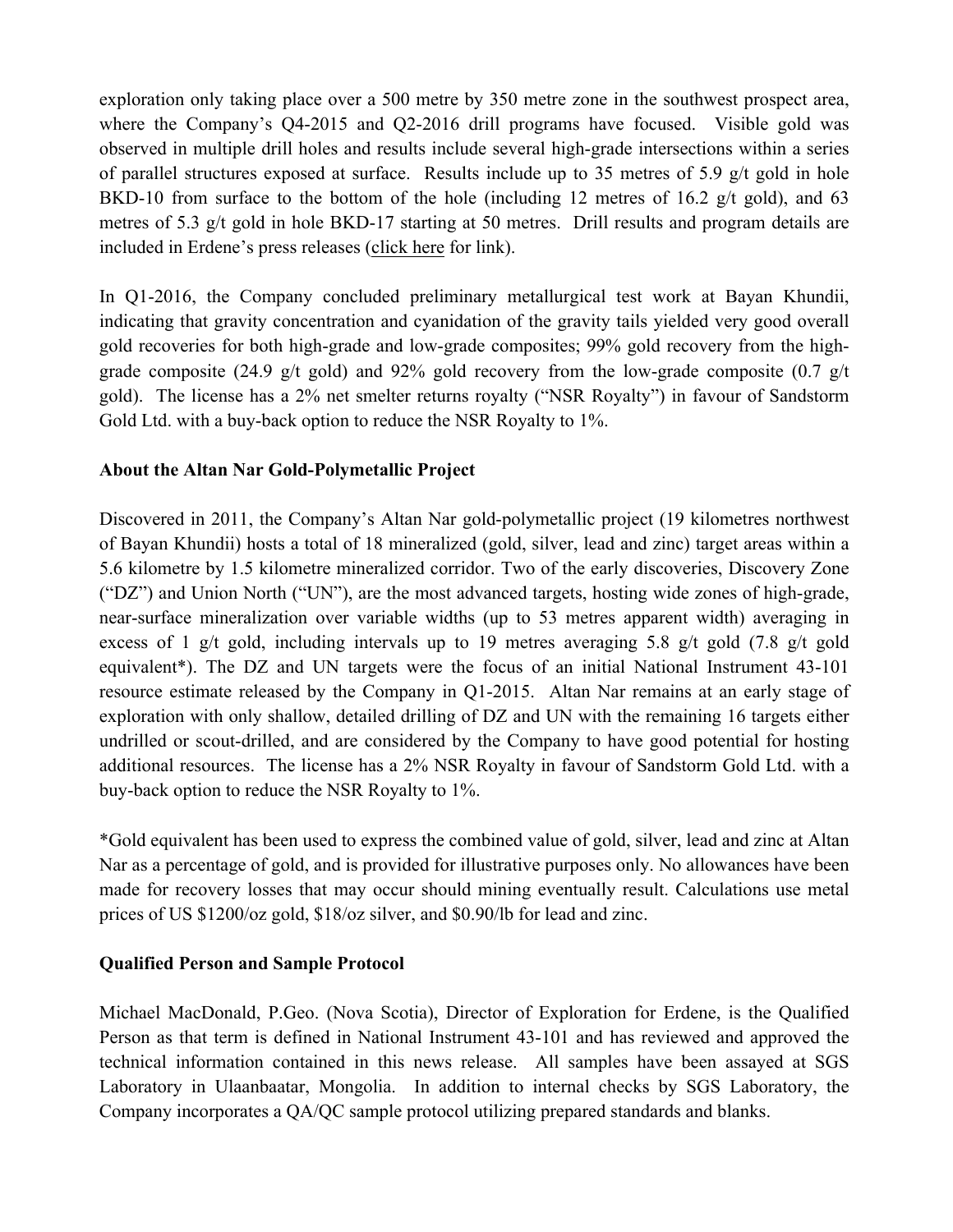exploration only taking place over a 500 metre by 350 metre zone in the southwest prospect area, where the Company's Q4-2015 and Q2-2016 drill programs have focused. Visible gold was observed in multiple drill holes and results include several high-grade intersections within a series of parallel structures exposed at surface. Results include up to 35 metres of 5.9 g/t gold in hole BKD-10 from surface to the bottom of the hole (including 12 metres of 16.2 g/t gold), and 63 metres of 5.3 g/t gold in hole BKD-17 starting at 50 metres. Drill results and program details are included in Erdene's press releases (click here for link).

In Q1-2016, the Company concluded preliminary metallurgical test work at Bayan Khundii, indicating that gravity concentration and cyanidation of the gravity tails yielded very good overall gold recoveries for both high-grade and low-grade composites; 99% gold recovery from the high-grade composite (24.9 g/t gold) and 92% gold recovery from the low-grade composite (0.7 g/t gold). The license has a 2% net smelter returns royalty ("NSR Royalty") in favour of Sandstorm Gold Ltd. with a buy-back option to reduce the NSR Royalty to 1%.

**About the Altan Nar Gold-Polymetallic Project**

Discovered in 2011, the Company's Altan Nar gold-polymetallic project (19 kilometres northwest of Bayan Khundii) hosts a total of 18 mineralized (gold, silver, lead and zinc) target areas within a 5.6 kilometre by 1.5 kilometre mineralized corridor. Two of the early discoveries, Discovery Zone ("DZ") and Union North ("UN"), are the most advanced targets, hosting wide zones of high-grade, near-surface mineralization over variable widths (up to 53 metres apparent width) averaging in excess of 1 g/t gold, including intervals up to 19 metres averaging 5.8 g/t gold (7.8 g/t gold equivalent*). The DZ and UN targets were the focus of an initial National Instrument 43-101 resource estimate released by the Company in Q1-2015. Altan Nar remains at an early stage of exploration with only shallow, detailed drilling of DZ and UN with the remaining 16 targets either undrilled or scout-drilled, and are considered by the Company to have good potential for hosting additional resources. The license has a 2% NSR Royalty in favour of Sandstorm Gold Ltd. with a buy-back option to reduce the NSR Royalty to 1%.

*Gold equivalent has been used to express the combined value of gold, silver, lead and zinc at Altan Nar as a percentage of gold, and is provided for illustrative purposes only. No allowances have been made for recovery losses that may occur should mining eventually result. Calculations use metal prices of US $1200/oz gold, $18/oz silver, and $0.90/lb for lead and zinc.

**Qualified Person and Sample Protocol**

Michael MacDonald, P.Geo. (Nova Scotia), Director of Exploration for Erdene, is the Qualified Person as that term is defined in National Instrument 43-101 and has reviewed and approved the technical information contained in this news release. All samples have been assayed at SGS Laboratory in Ulaanbaatar, Mongolia. In addition to internal checks by SGS Laboratory, the Company incorporates a QA/QC sample protocol utilizing prepared standards and blanks.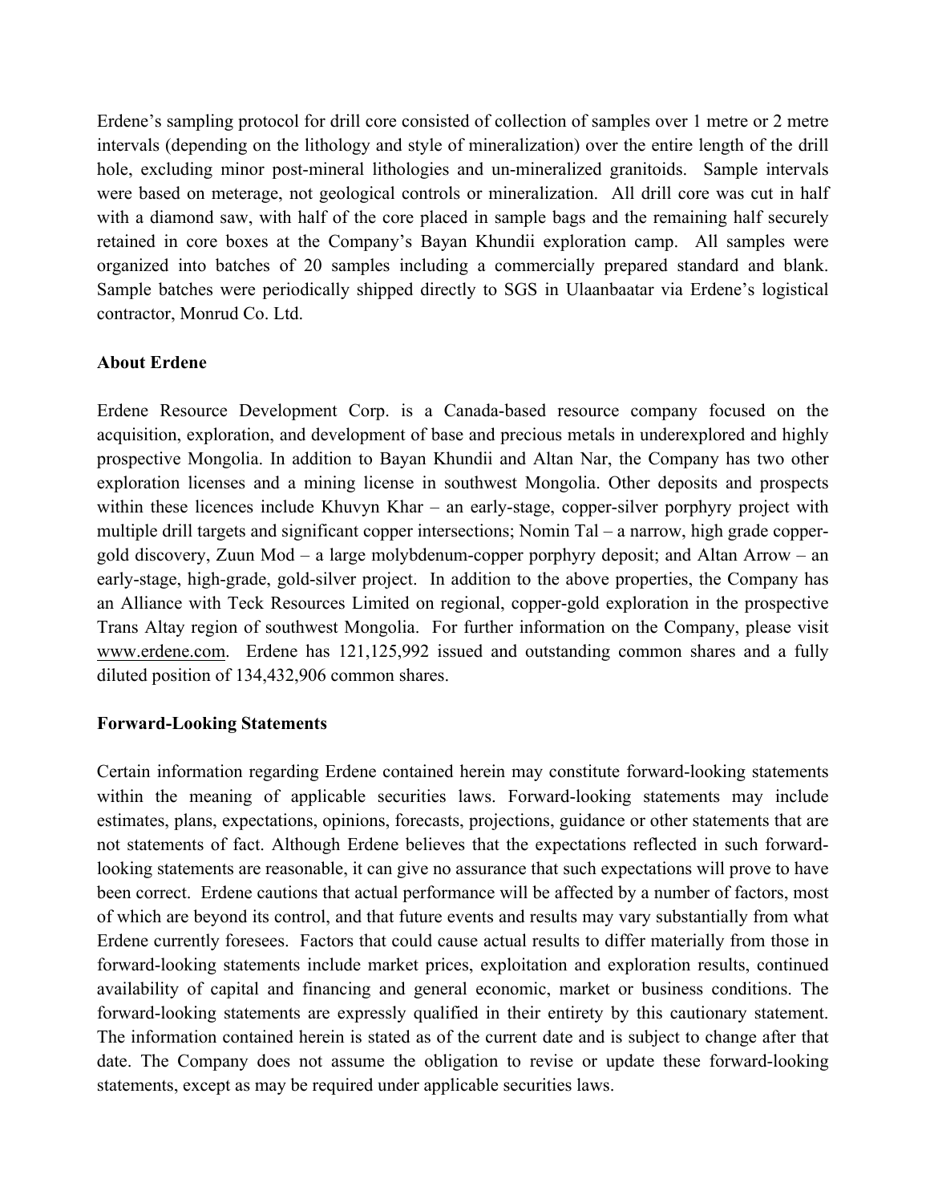Erdene's sampling protocol for drill core consisted of collection of samples over 1 metre or 2 metre intervals (depending on the lithology and style of mineralization) over the entire length of the drill hole, excluding minor post-mineral lithologies and un-mineralized granitoids. Sample intervals were based on meterage, not geological controls or mineralization. All drill core was cut in half with a diamond saw, with half of the core placed in sample bags and the remaining half securely retained in core boxes at the Company's Bayan Khundii exploration camp. All samples were organized into batches of 20 samples including a commercially prepared standard and blank. Sample batches were periodically shipped directly to SGS in Ulaanbaatar via Erdene's logistical contractor, Monrud Co. Ltd.

**About Erdene**

Erdene Resource Development Corp. is a Canada-based resource company focused on the acquisition, exploration, and development of base and precious metals in underexplored and highly prospective Mongolia. In addition to Bayan Khundii and Altan Nar, the Company has two other exploration licenses and a mining license in southwest Mongolia. Other deposits and prospects within these licences include Khuvyn Khar – an early-stage, copper-silver porphyry project with multiple drill targets and significant copper intersections; Nomin Tal – a narrow, high grade copper-gold discovery, Zuun Mod – a large molybdenum-copper porphyry deposit; and Altan Arrow – an early-stage, high-grade, gold-silver project. In addition to the above properties, the Company has an Alliance with Teck Resources Limited on regional, copper-gold exploration in the prospective Trans Altay region of southwest Mongolia. For further information on the Company, please visit www.erdene.com. Erdene has 121,125,992 issued and outstanding common shares and a fully diluted position of 134,432,906 common shares.

**Forward-Looking Statements**

Certain information regarding Erdene contained herein may constitute forward-looking statements within the meaning of applicable securities laws. Forward-looking statements may include estimates, plans, expectations, opinions, forecasts, projections, guidance or other statements that are not statements of fact. Although Erdene believes that the expectations reflected in such forward-looking statements are reasonable, it can give no assurance that such expectations will prove to have been correct. Erdene cautions that actual performance will be affected by a number of factors, most of which are beyond its control, and that future events and results may vary substantially from what Erdene currently foresees. Factors that could cause actual results to differ materially from those in forward-looking statements include market prices, exploitation and exploration results, continued availability of capital and financing and general economic, market or business conditions. The forward-looking statements are expressly qualified in their entirety by this cautionary statement. The information contained herein is stated as of the current date and is subject to change after that date. The Company does not assume the obligation to revise or update these forward-looking statements, except as may be required under applicable securities laws.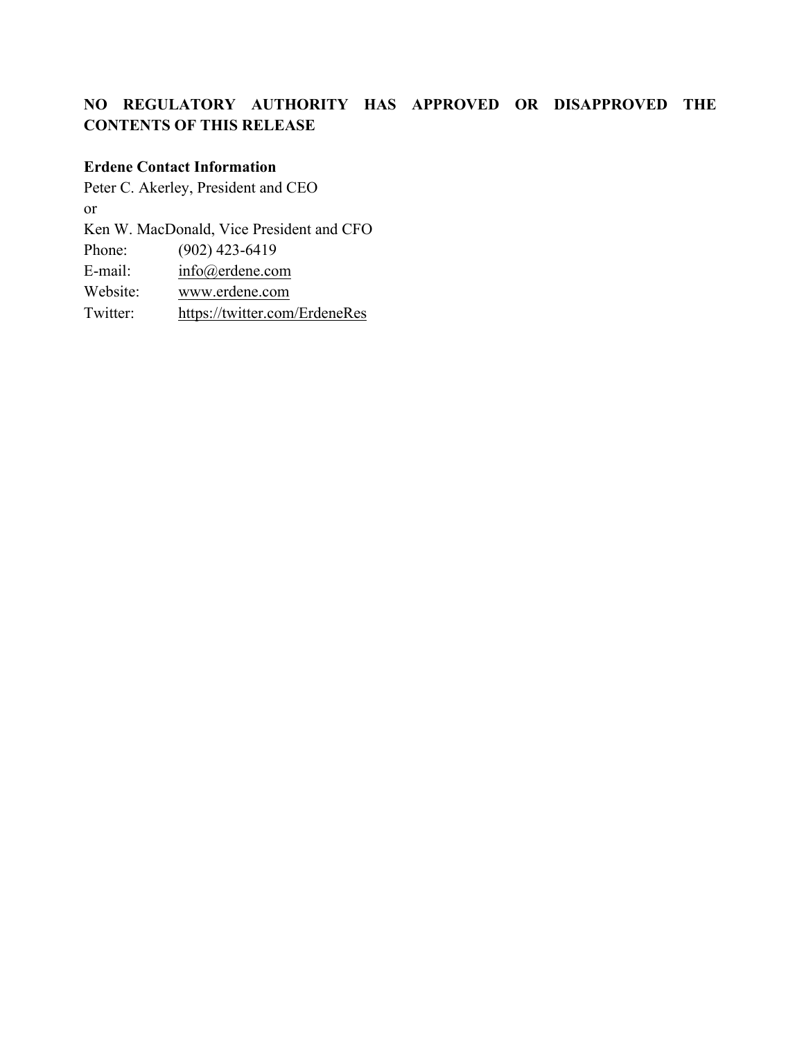**NO REGULATORY AUTHORITY HAS APPROVED OR DISAPPROVED THE CONTENTS OF THIS RELEASE**

**Erdene Contact Information**

Peter C. Akerley, President and CEO
or
Ken W. MacDonald, Vice President and CFO

| | |
|---|---|
| Phone: | (902) 423-6419 |
| E-mail: | info@erdene.com |
| Website: | www.erdene.com |
| Twitter: | https://twitter.com/ErdeneRes |